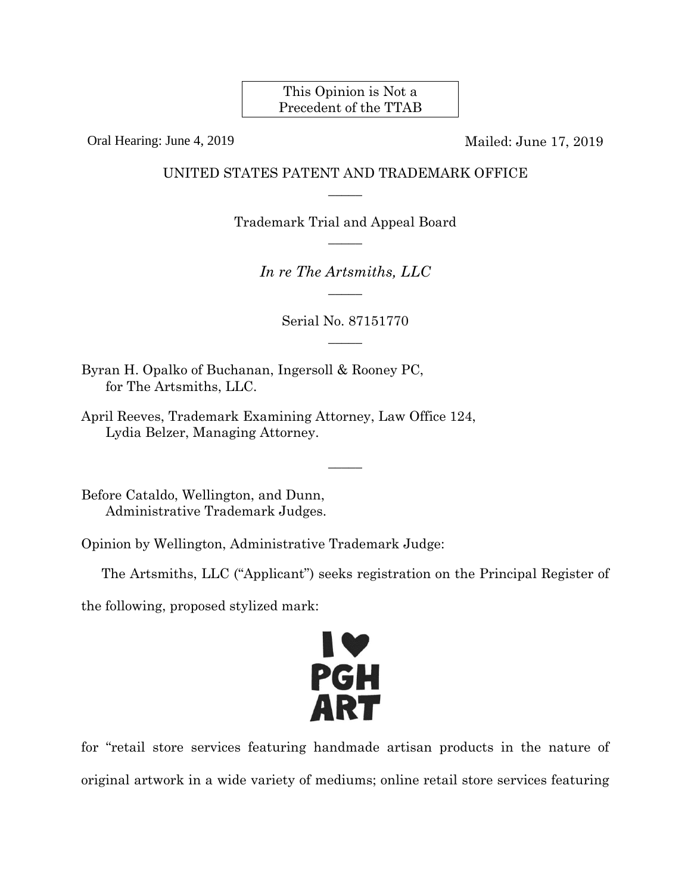This Opinion is Not a Precedent of the TTAB

Oral Hearing: June 4, 2019

Mailed: June 17, 2019

UNITED STATES PATENT AND TRADEMARK OFFICE

—————

Trademark Trial and Appeal Board

—————

*In re The Artsmiths, LLC*

—————

Serial No. 87151770

—————

Byran H. Opalko of Buchanan, Ingersoll & Rooney PC,
for The Artsmiths, LLC.

April Reeves, Trademark Examining Attorney, Law Office 124,
Lydia Belzer, Managing Attorney.

—————

Before Cataldo, Wellington, and Dunn,
Administrative Trademark Judges.

Opinion by Wellington, Administrative Trademark Judge:

The Artsmiths, LLC ("Applicant") seeks registration on the Principal Register of the following, proposed stylized mark:

I ♥
PGH
ART

for "retail store services featuring handmade artisan products in the nature of original artwork in a wide variety of mediums; online retail store services featuring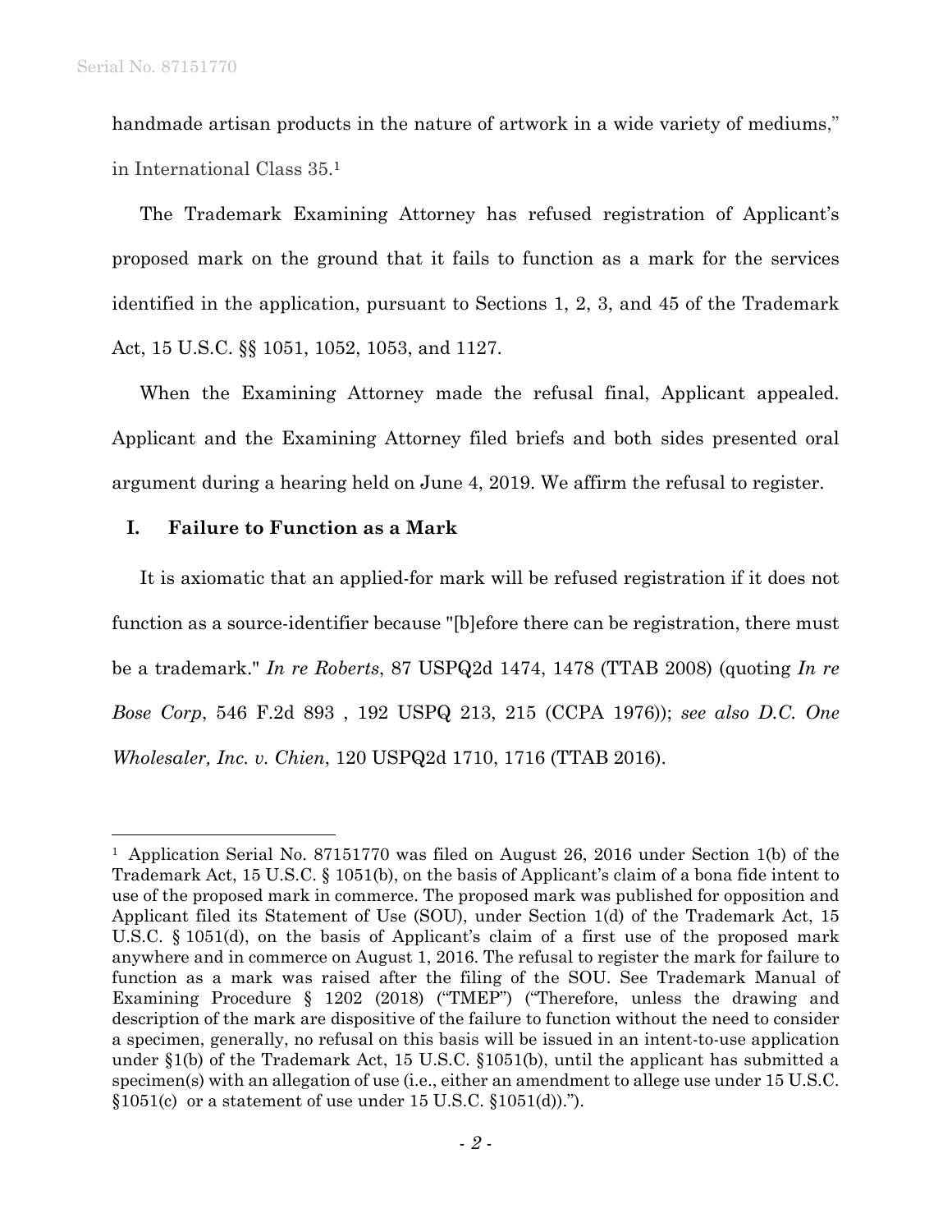handmade artisan products in the nature of artwork in a wide variety of mediums," in International Class 35.[1]

The Trademark Examining Attorney has refused registration of Applicant's proposed mark on the ground that it fails to function as a mark for the services identified in the application, pursuant to Sections 1, 2, 3, and 45 of the Trademark Act, 15 U.S.C. §§ 1051, 1052, 1053, and 1127.

When the Examining Attorney made the refusal final, Applicant appealed. Applicant and the Examining Attorney filed briefs and both sides presented oral argument during a hearing held on June 4, 2019. We affirm the refusal to register.

## I. Failure to Function as a Mark

It is axiomatic that an applied-for mark will be refused registration if it does not function as a source-identifier because "[b]efore there can be registration, there must be a trademark." *In re Roberts*, 87 USPQ2d 1474, 1478 (TTAB 2008) (quoting *In re Bose Corp*, 546 F.2d 893 , 192 USPQ 213, 215 (CCPA 1976)); *see also D.C. One Wholesaler, Inc. v. Chien*, 120 USPQ2d 1710, 1716 (TTAB 2016).

---

[1] Application Serial No. 87151770 was filed on August 26, 2016 under Section 1(b) of the Trademark Act, 15 U.S.C. § 1051(b), on the basis of Applicant's claim of a bona fide intent to use of the proposed mark in commerce. The proposed mark was published for opposition and Applicant filed its Statement of Use (SOU), under Section 1(d) of the Trademark Act, 15 U.S.C. § 1051(d), on the basis of Applicant's claim of a first use of the proposed mark anywhere and in commerce on August 1, 2016. The refusal to register the mark for failure to function as a mark was raised after the filing of the SOU. See Trademark Manual of Examining Procedure § 1202 (2018) ("TMEP") ("Therefore, unless the drawing and description of the mark are dispositive of the failure to function without the need to consider a specimen, generally, no refusal on this basis will be issued in an intent-to-use application under §1(b) of the Trademark Act, 15 U.S.C. §1051(b), until the applicant has submitted a specimen(s) with an allegation of use (i.e., either an amendment to allege use under 15 U.S.C. §1051(c) or a statement of use under 15 U.S.C. §1051(d)).").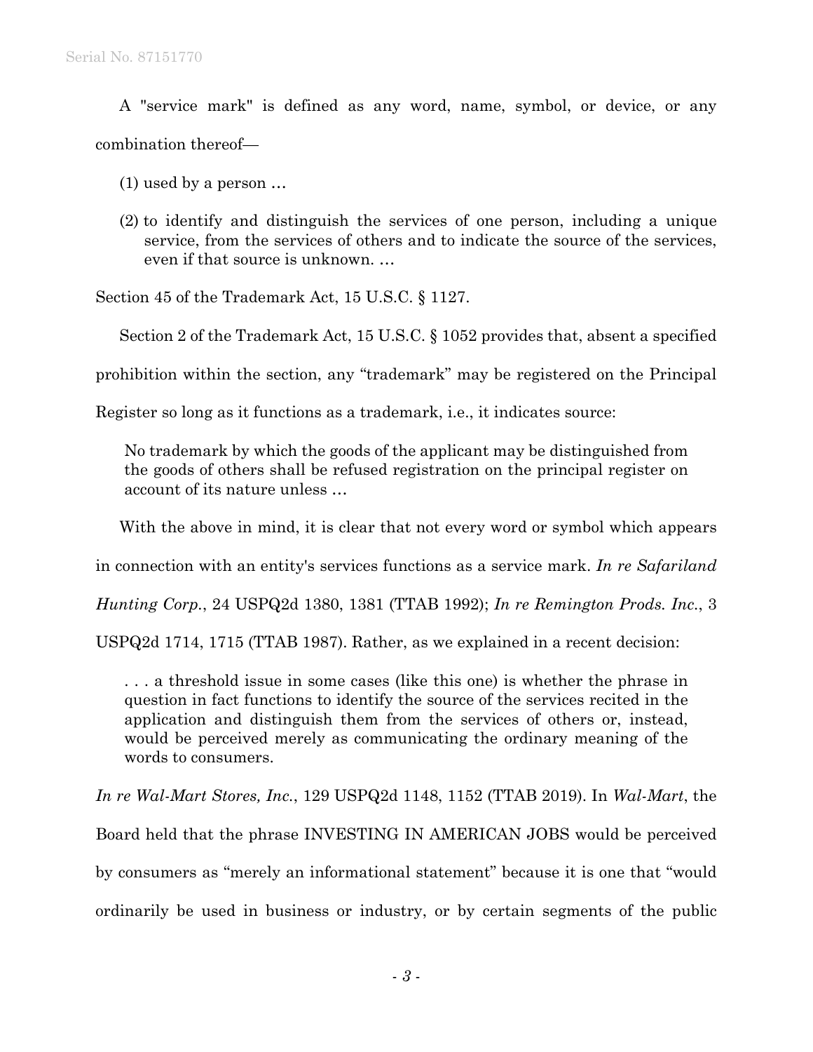A "service mark" is defined as any word, name, symbol, or device, or any combination thereof—

> (1) used by a person …
>
> (2) to identify and distinguish the services of one person, including a unique service, from the services of others and to indicate the source of the services, even if that source is unknown. …

Section 45 of the Trademark Act, 15 U.S.C. § 1127.

Section 2 of the Trademark Act, 15 U.S.C. § 1052 provides that, absent a specified prohibition within the section, any "trademark" may be registered on the Principal Register so long as it functions as a trademark, i.e., it indicates source:

> No trademark by which the goods of the applicant may be distinguished from the goods of others shall be refused registration on the principal register on account of its nature unless …

With the above in mind, it is clear that not every word or symbol which appears in connection with an entity's services functions as a service mark. *In re Safariland Hunting Corp.*, 24 USPQ2d 1380, 1381 (TTAB 1992); *In re Remington Prods. Inc.*, 3 USPQ2d 1714, 1715 (TTAB 1987). Rather, as we explained in a recent decision:

> . . . a threshold issue in some cases (like this one) is whether the phrase in question in fact functions to identify the source of the services recited in the application and distinguish them from the services of others or, instead, would be perceived merely as communicating the ordinary meaning of the words to consumers.

*In re Wal-Mart Stores, Inc.*, 129 USPQ2d 1148, 1152 (TTAB 2019). In *Wal-Mart*, the Board held that the phrase INVESTING IN AMERICAN JOBS would be perceived by consumers as "merely an informational statement" because it is one that "would ordinarily be used in business or industry, or by certain segments of the public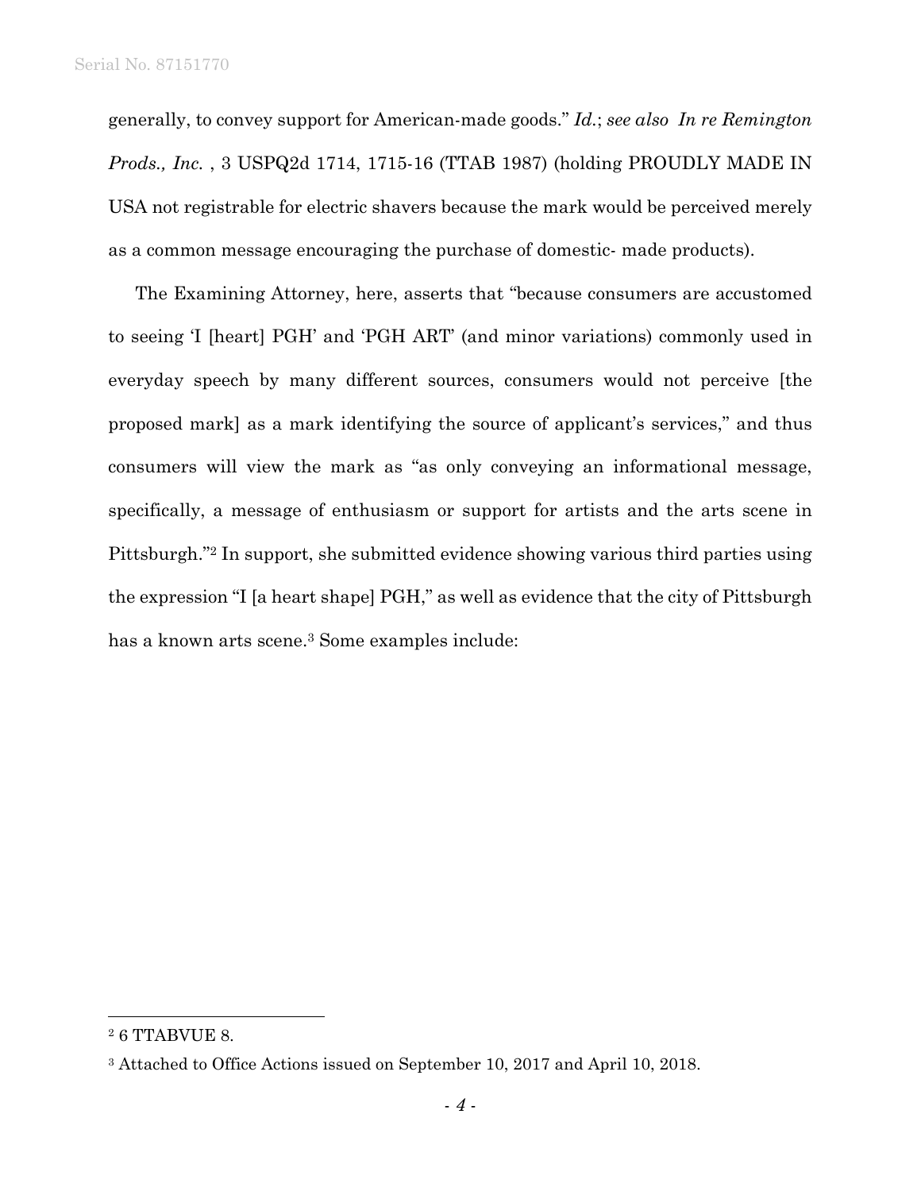generally, to convey support for American-made goods." *Id.*; *see also In re Remington Prods., Inc.* , 3 USPQ2d 1714, 1715-16 (TTAB 1987) (holding PROUDLY MADE IN USA not registrable for electric shavers because the mark would be perceived merely as a common message encouraging the purchase of domestic- made products).

The Examining Attorney, here, asserts that "because consumers are accustomed to seeing 'I [heart] PGH' and 'PGH ART' (and minor variations) commonly used in everyday speech by many different sources, consumers would not perceive [the proposed mark] as a mark identifying the source of applicant's services," and thus consumers will view the mark as "as only conveying an informational message, specifically, a message of enthusiasm or support for artists and the arts scene in Pittsburgh."[2] In support, she submitted evidence showing various third parties using the expression "I [a heart shape] PGH," as well as evidence that the city of Pittsburgh has a known arts scene.[3] Some examples include:

---

[2] 6 TTABVUE 8.

[3] Attached to Office Actions issued on September 10, 2017 and April 10, 2018.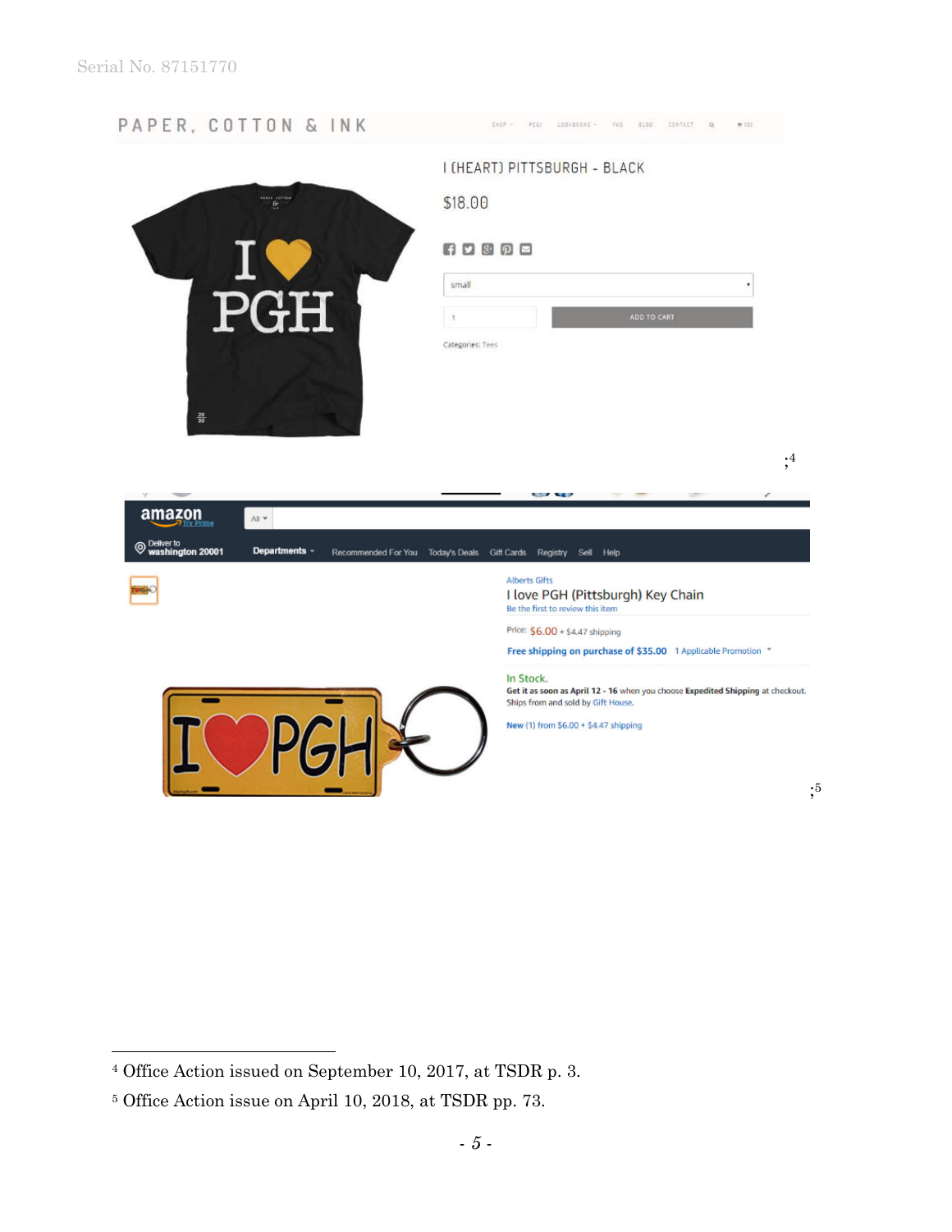PAPER, COTTON & INK

I (HEART) PITTSBURGH - BLACK

$18.00

small

ADD TO CART

Categories: Tees

;[4]

amazon

Alberts Gifts

I love PGH (Pittsburgh) Key Chain

Be the first to review this item

Price: $6.00 + $4.47 shipping

Free shipping on purchase of $35.00 1 Applicable Promotion

In Stock.

Get it as soon as April 12 - 16 when you choose Expedited Shipping at checkout. Ships from and sold by Gift House.

New (1) from $6.00 + $4.47 shipping

;[5]

---

[4] Office Action issued on September 10, 2017, at TSDR p. 3.

[5] Office Action issue on April 10, 2018, at TSDR pp. 73.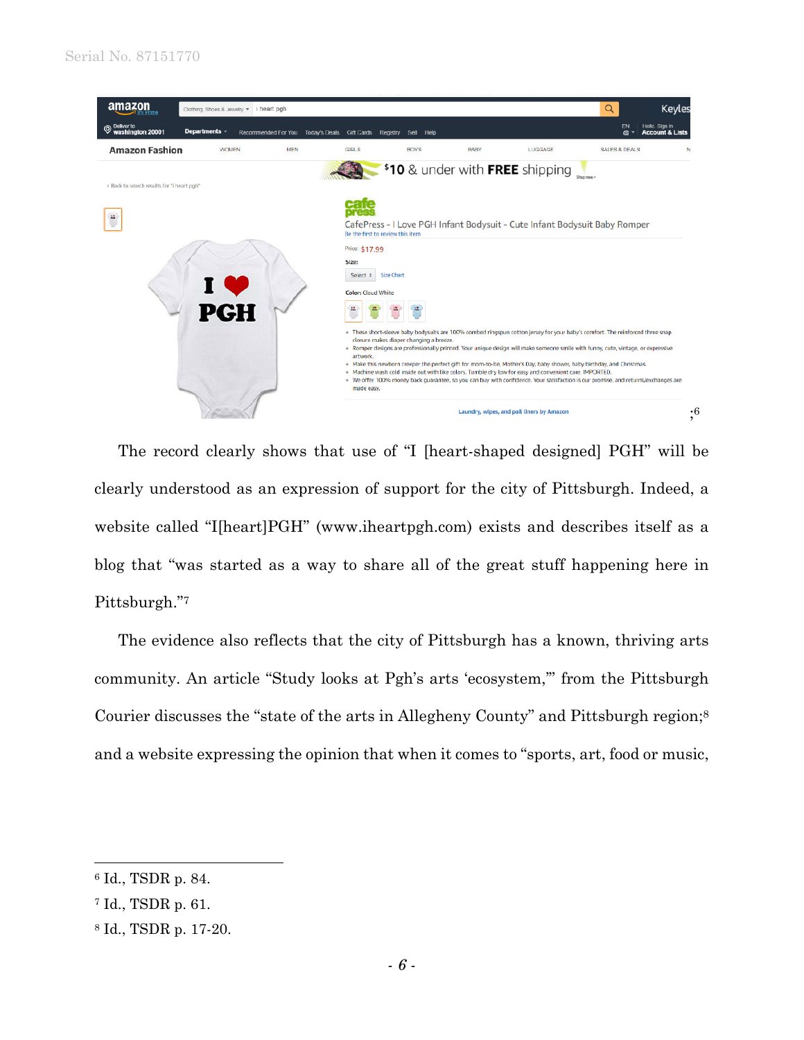;[6]

The record clearly shows that use of "I [heart-shaped designed] PGH" will be clearly understood as an expression of support for the city of Pittsburgh. Indeed, a website called "I[heart]PGH" (www.iheartpgh.com) exists and describes itself as a blog that "was started as a way to share all of the great stuff happening here in Pittsburgh."[7]

The evidence also reflects that the city of Pittsburgh has a known, thriving arts community. An article "Study looks at Pgh's arts 'ecosystem,'" from the Pittsburgh Courier discusses the "state of the arts in Allegheny County" and Pittsburgh region;[8] and a website expressing the opinion that when it comes to "sports, art, food or music,

---

[6] Id., TSDR p. 84.

[7] Id., TSDR p. 61.

[8] Id., TSDR p. 17-20.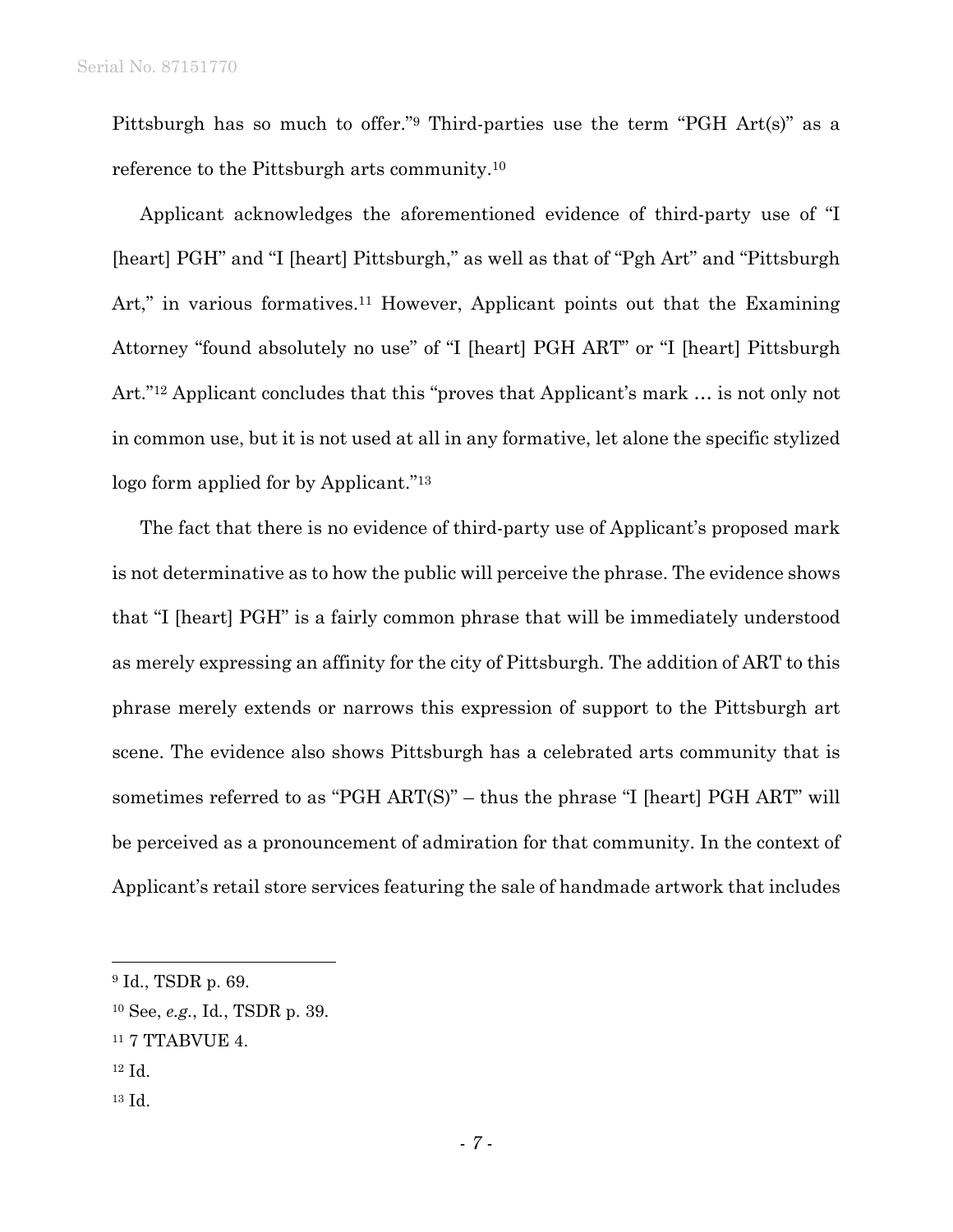Pittsburgh has so much to offer."[9] Third-parties use the term "PGH Art(s)" as a reference to the Pittsburgh arts community.[10]

Applicant acknowledges the aforementioned evidence of third-party use of "I [heart] PGH" and "I [heart] Pittsburgh," as well as that of "Pgh Art" and "Pittsburgh Art," in various formatives.[11] However, Applicant points out that the Examining Attorney "found absolutely no use" of "I [heart] PGH ART" or "I [heart] Pittsburgh Art."[12] Applicant concludes that this "proves that Applicant's mark … is not only not in common use, but it is not used at all in any formative, let alone the specific stylized logo form applied for by Applicant."[13]

The fact that there is no evidence of third-party use of Applicant's proposed mark is not determinative as to how the public will perceive the phrase. The evidence shows that "I [heart] PGH" is a fairly common phrase that will be immediately understood as merely expressing an affinity for the city of Pittsburgh. The addition of ART to this phrase merely extends or narrows this expression of support to the Pittsburgh art scene. The evidence also shows Pittsburgh has a celebrated arts community that is sometimes referred to as "PGH ART(S)" – thus the phrase "I [heart] PGH ART" will be perceived as a pronouncement of admiration for that community. In the context of Applicant's retail store services featuring the sale of handmade artwork that includes

---

[9] Id., TSDR p. 69.

[10] See, *e.g.*, Id., TSDR p. 39.

[11] 7 TTABVUE 4.

[12] Id.

[13] Id.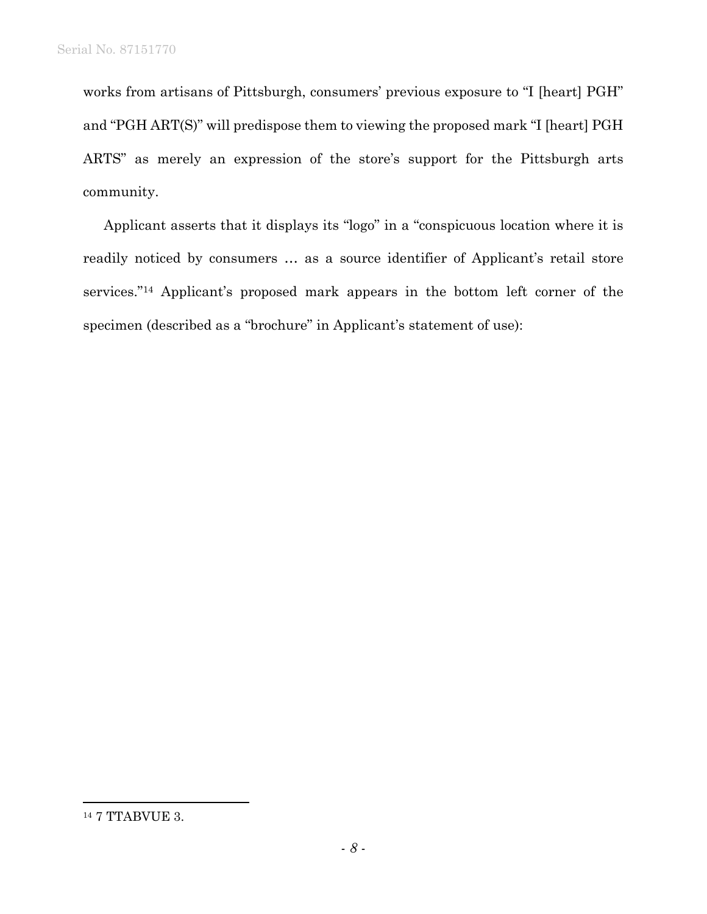works from artisans of Pittsburgh, consumers' previous exposure to "I [heart] PGH" and "PGH ART(S)" will predispose them to viewing the proposed mark "I [heart] PGH ARTS" as merely an expression of the store's support for the Pittsburgh arts community.

Applicant asserts that it displays its "logo" in a "conspicuous location where it is readily noticed by consumers … as a source identifier of Applicant's retail store services."[14] Applicant's proposed mark appears in the bottom left corner of the specimen (described as a "brochure" in Applicant's statement of use):

---

[14] 7 TTABVUE 3.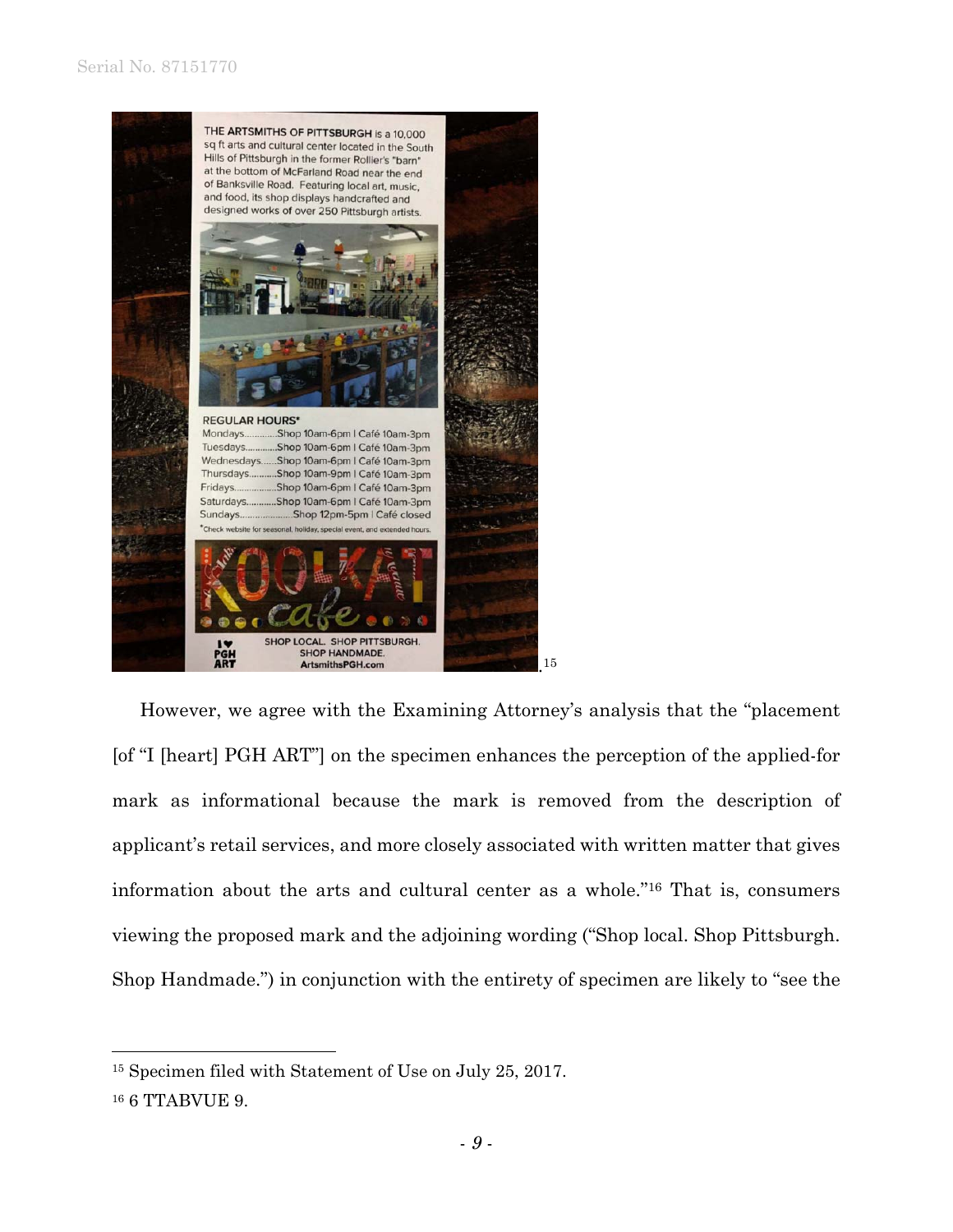THE ARTSMITHS OF PITTSBURGH is a 10,000 sq ft arts and cultural center located in the South Hills of Pittsburgh in the former Rollier's "barn" at the bottom of McFarland Road near the end of Banksville Road. Featuring local art, music, and food, its shop displays handcrafted and designed works of over 250 Pittsburgh artists.

REGULAR HOURS*

Mondays............Shop 10am-6pm | Café 10am-3pm
Tuesdays............Shop 10am-6pm | Café 10am-3pm
Wednesdays......Shop 10am-6pm | Café 10am-3pm
Thursdays...........Shop 10am-9pm | Café 10am-3pm
Fridays.................Shop 10am-6pm | Café 10am-3pm
Saturdays...........Shop 10am-6pm | Café 10am-3pm
Sundays....................Shop 12pm-5pm | Café closed

*Check website for seasonal, holiday, special event, and extended hours.

KOOLKAT cafe

I ♥ PGH ART

SHOP LOCAL. SHOP PITTSBURGH.
SHOP HANDMADE.
ArtsmithsPGH.com

.[15]

However, we agree with the Examining Attorney's analysis that the "placement [of "I [heart] PGH ART"] on the specimen enhances the perception of the applied-for mark as informational because the mark is removed from the description of applicant's retail services, and more closely associated with written matter that gives information about the arts and cultural center as a whole."[16] That is, consumers viewing the proposed mark and the adjoining wording ("Shop local. Shop Pittsburgh. Shop Handmade.") in conjunction with the entirety of specimen are likely to "see the

---

[15] Specimen filed with Statement of Use on July 25, 2017.

[16] 6 TTABVUE 9.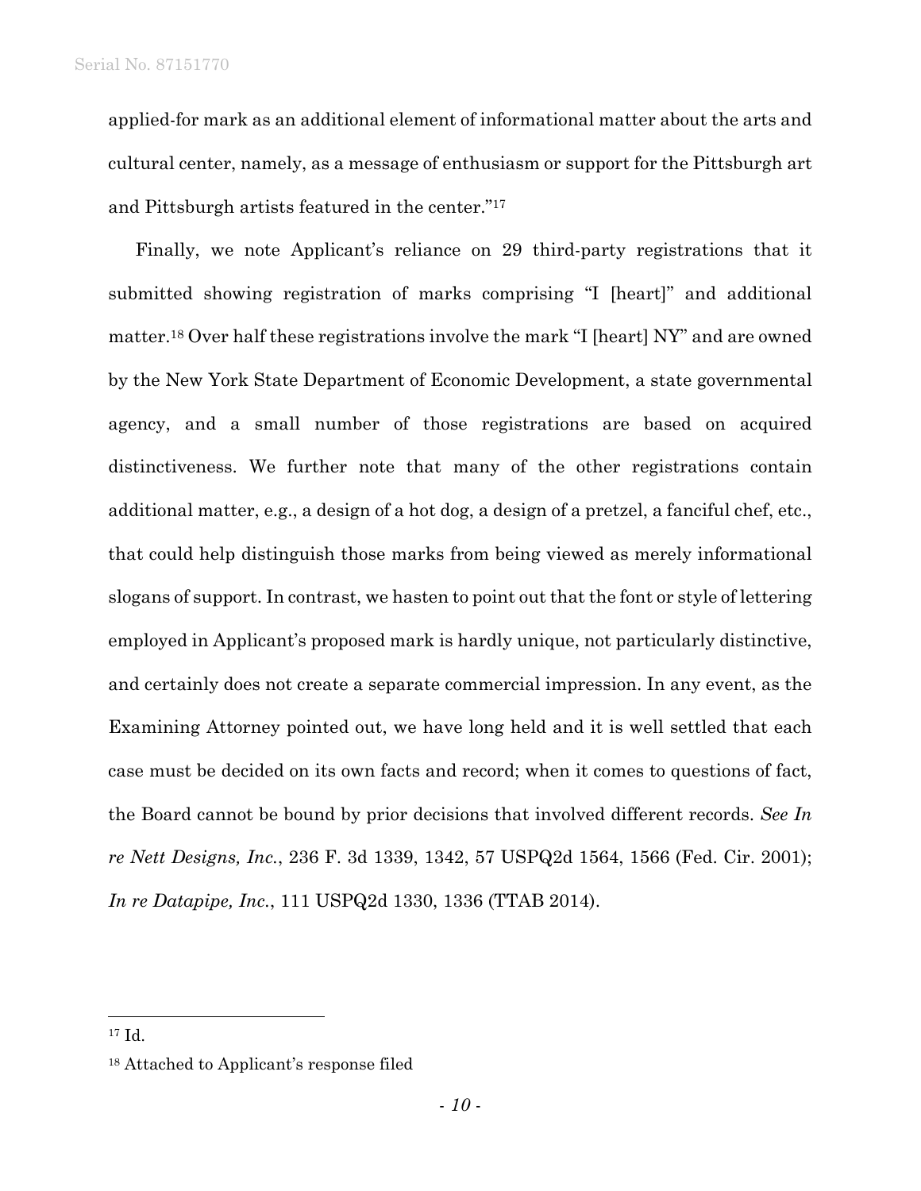applied-for mark as an additional element of informational matter about the arts and cultural center, namely, as a message of enthusiasm or support for the Pittsburgh art and Pittsburgh artists featured in the center."[17]

Finally, we note Applicant's reliance on 29 third-party registrations that it submitted showing registration of marks comprising "I [heart]" and additional matter.[18] Over half these registrations involve the mark "I [heart] NY" and are owned by the New York State Department of Economic Development, a state governmental agency, and a small number of those registrations are based on acquired distinctiveness. We further note that many of the other registrations contain additional matter, e.g., a design of a hot dog, a design of a pretzel, a fanciful chef, etc., that could help distinguish those marks from being viewed as merely informational slogans of support. In contrast, we hasten to point out that the font or style of lettering employed in Applicant's proposed mark is hardly unique, not particularly distinctive, and certainly does not create a separate commercial impression. In any event, as the Examining Attorney pointed out, we have long held and it is well settled that each case must be decided on its own facts and record; when it comes to questions of fact, the Board cannot be bound by prior decisions that involved different records. *See In re Nett Designs, Inc.*, 236 F. 3d 1339, 1342, 57 USPQ2d 1564, 1566 (Fed. Cir. 2001); *In re Datapipe, Inc.*, 111 USPQ2d 1330, 1336 (TTAB 2014).

---

[17] Id.

[18] Attached to Applicant's response filed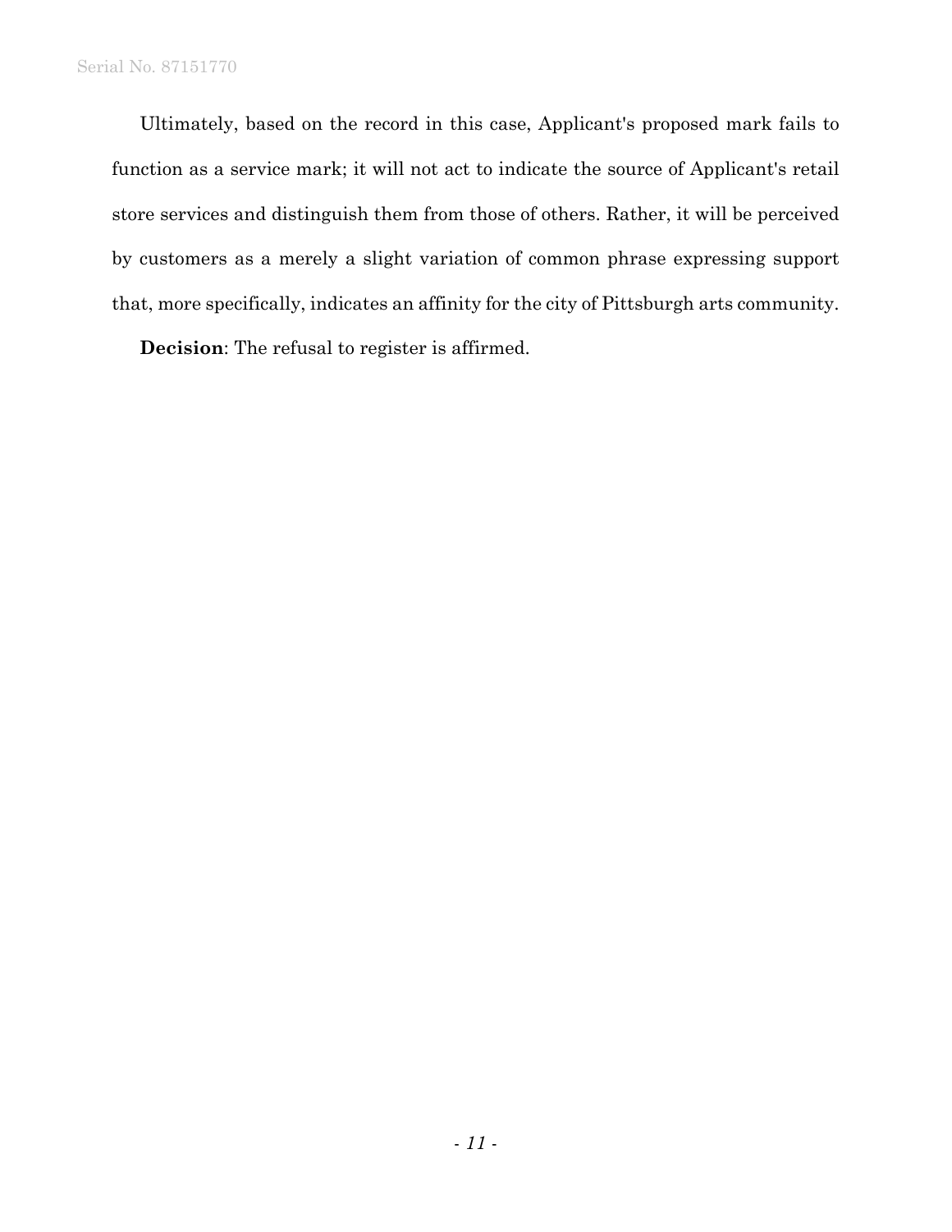Ultimately, based on the record in this case, Applicant's proposed mark fails to function as a service mark; it will not act to indicate the source of Applicant's retail store services and distinguish them from those of others. Rather, it will be perceived by customers as a merely a slight variation of common phrase expressing support that, more specifically, indicates an affinity for the city of Pittsburgh arts community.

**Decision**: The refusal to register is affirmed.